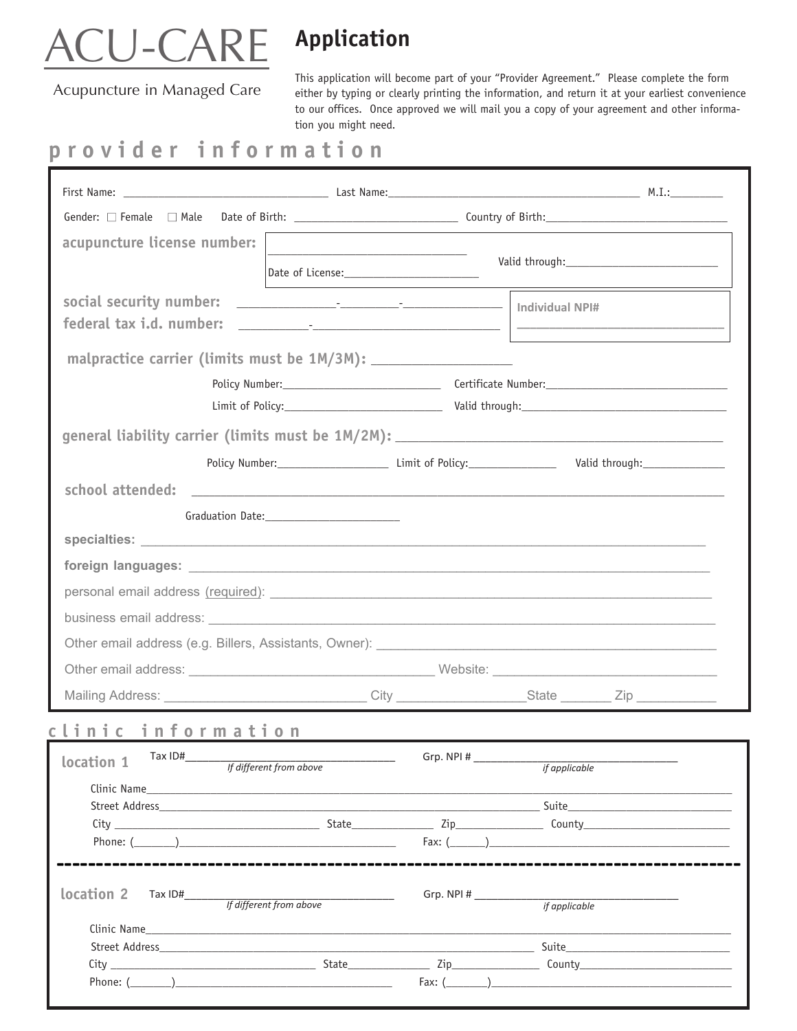# ACU-CARE

Acupuncture in Managed Care

## Application

This application will become part of your "Provider Agreement." Please complete the form either by typing or clearly printing the information, and return it at your earliest convenience to our offices. Once approved we will mail you a copy of your agreement and other information you might need.

## provider information

First Name: ______________________ Last Name: ______________________ M.I.: ________

Gender: ☐ Female ☐ Male Date of Birth: ______________________ Country of Birth: ______________________

**acupuncture license number:** ______________________ Valid through: ______________________

Date of License: ______________________

**social security number:** ________-________-________

**federal tax i.d. number:** ________-______________________

**Individual NPI#** ______________________

**malpractice carrier (limits must be 1M/3M):** ______________________

Policy Number: ______________________ Certificate Number: ______________________

Limit of Policy: ______________________ Valid through: ______________________

**general liability carrier (limits must be 1M/2M):** ______________________

Policy Number: ______________ Limit of Policy: ______________ Valid through: ______________

**school attended:** ______________________

Graduation Date: ______________________

**specialties:** ______________________

**foreign languages:** ______________________

personal email address (required): ______________________

business email address: ______________________

Other email address (e.g. Billers, Assistants, Owner): ______________________

Other email address: ______________________ Website: ______________________

Mailing Address: ______________________ City ______________ State ________ Zip __________

## clinic information

**location 1** Tax ID# ______________________ Grp. NPI # ______________________

*If different from above* *if applicable*

Clinic Name ______________________

Street Address ______________________ Suite ______________

City ______________ State ________ Zip ________ County ______________

Phone: (______) ______________________ Fax: (______) ______________________

---

**location 2** Tax ID# ______________________ Grp. NPI # ______________________

*If different from above* *if applicable*

Clinic Name ______________________

Street Address ______________________ Suite ______________

City ______________ State ________ Zip ________ County ______________

Phone: (______) ______________________ Fax: (______) ______________________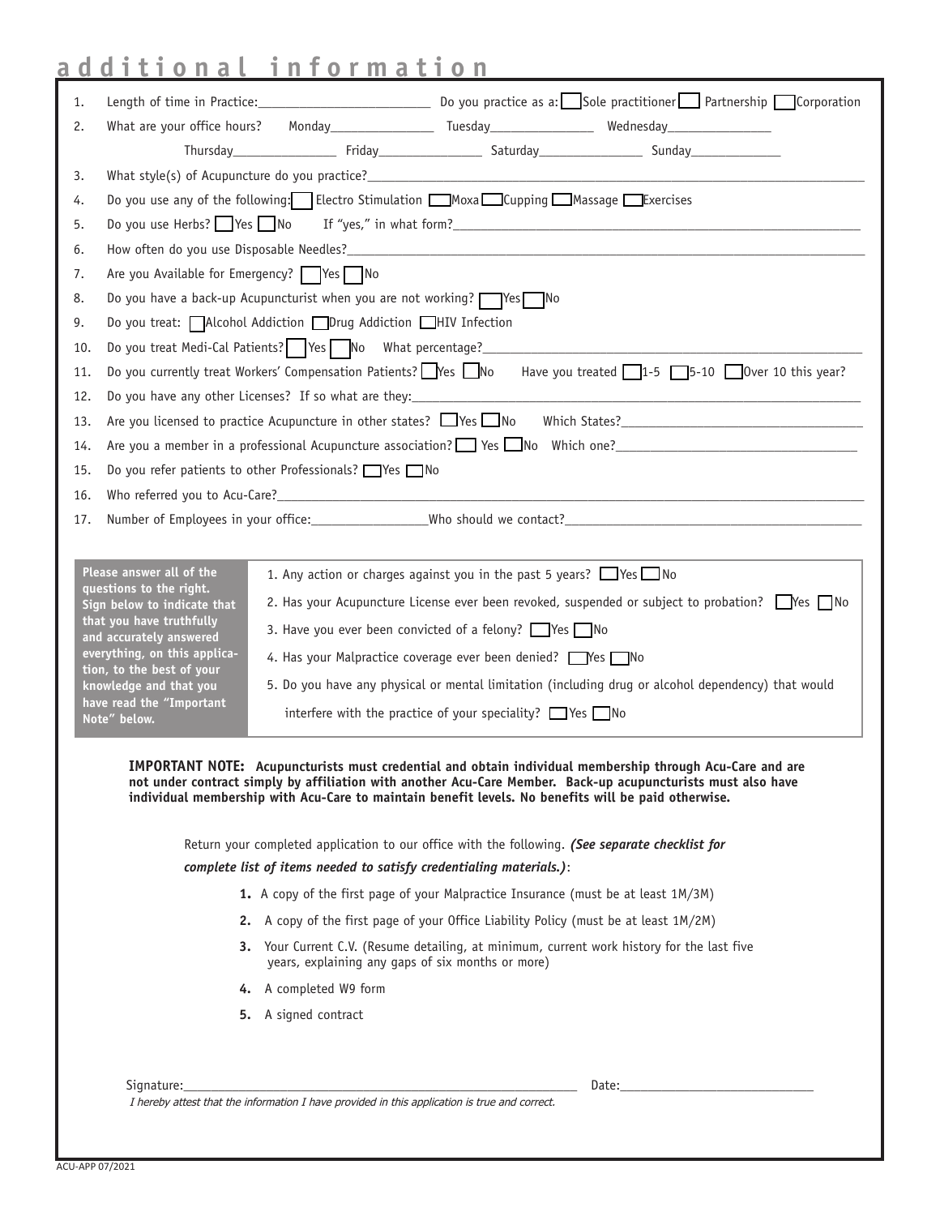# additional information

1. Length of time in Practice:\_\_\_\_\_\_\_\_\_\_\_\_\_\_\_\_\_\_\_\_\_\_\_\_ Do you practice as a: ☐ Sole practitioner ☐ Partnership ☐ Corporation
2. What are your office hours? Monday\_\_\_\_\_\_\_\_\_\_\_\_\_\_ Tuesday\_\_\_\_\_\_\_\_\_\_\_\_\_\_ Wednesday\_\_\_\_\_\_\_\_\_\_\_\_\_\_
   Thursday\_\_\_\_\_\_\_\_\_\_\_\_\_\_ Friday\_\_\_\_\_\_\_\_\_\_\_\_\_\_ Saturday\_\_\_\_\_\_\_\_\_\_\_\_\_\_ Sunday\_\_\_\_\_\_\_\_\_\_\_\_
3. What style(s) of Acupuncture do you practice?\_\_\_\_\_\_\_\_\_\_\_\_\_\_\_\_\_\_\_\_\_\_\_\_\_\_\_\_\_\_\_\_\_\_\_\_\_\_\_\_
4. Do you use any of the following: ☐ Electro Stimulation ☐ Moxa ☐ Cupping ☐ Massage ☐ Exercises
5. Do you use Herbs? ☐ Yes ☐ No If "yes," in what form?\_\_\_\_\_\_\_\_\_\_\_\_\_\_\_\_\_\_\_\_\_\_\_\_\_\_\_\_\_\_\_\_
6. How often do you use Disposable Needles?\_\_\_\_\_\_\_\_\_\_\_\_\_\_\_\_\_\_\_\_\_\_\_\_\_\_\_\_\_\_\_\_\_\_\_\_\_\_\_\_
7. Are you Available for Emergency? ☐ Yes ☐ No
8. Do you have a back-up Acupuncturist when you are not working? ☐ Yes ☐ No
9. Do you treat: ☐ Alcohol Addiction ☐ Drug Addiction ☐ HIV Infection
10. Do you treat Medi-Cal Patients? ☐ Yes ☐ No What percentage?\_\_\_\_\_\_\_\_\_\_\_\_\_\_\_\_\_\_\_\_\_\_\_\_\_\_\_\_
11. Do you currently treat Workers' Compensation Patients? ☐ Yes ☐ No Have you treated ☐ 1-5 ☐ 5-10 ☐ Over 10 this year?
12. Do you have any other Licenses? If so what are they:\_\_\_\_\_\_\_\_\_\_\_\_\_\_\_\_\_\_\_\_\_\_\_\_\_\_\_\_\_\_\_\_\_\_
13. Are you licensed to practice Acupuncture in other states? ☐ Yes ☐ No Which States?\_\_\_\_\_\_\_\_\_\_\_\_\_\_\_\_\_\_\_\_
14. Are you a member in a professional Acupuncture association? ☐ Yes ☐ No Which one?\_\_\_\_\_\_\_\_\_\_\_\_\_\_\_\_\_\_\_\_
15. Do you refer patients to other Professionals? ☐ Yes ☐ No
16. Who referred you to Acu-Care?\_\_\_\_\_\_\_\_\_\_\_\_\_\_\_\_\_\_\_\_\_\_\_\_\_\_\_\_\_\_\_\_\_\_\_\_\_\_\_\_\_\_\_\_\_\_\_\_\_\_
17. Number of Employees in your office:\_\_\_\_\_\_\_\_\_\_\_\_\_\_\_\_Who should we contact?\_\_\_\_\_\_\_\_\_\_\_\_\_\_\_\_\_\_\_\_\_\_\_\_\_\_\_\_

**Please answer all of the questions to the right. Sign below to indicate that that you have truthfully and accurately answered everything, on this application, to the best of your knowledge and that you have read the "Important Note" below.**

1. Any action or charges against you in the past 5 years? ☐ Yes ☐ No
2. Has your Acupuncture License ever been revoked, suspended or subject to probation? ☐ Yes ☐ No
3. Have you ever been convicted of a felony? ☐ Yes ☐ No
4. Has your Malpractice coverage ever been denied? ☐ Yes ☐ No
5. Do you have any physical or mental limitation (including drug or alcohol dependency) that would interfere with the practice of your speciality? ☐ Yes ☐ No

**IMPORTANT NOTE: Acupuncturists must credential and obtain individual membership through Acu-Care and are not under contract simply by affiliation with another Acu-Care Member. Back-up acupuncturists must also have individual membership with Acu-Care to maintain benefit levels. No benefits will be paid otherwise.**

Return your completed application to our office with the following. ***(See separate checklist for complete list of items needed to satisfy credentialing materials.)***:

1. A copy of the first page of your Malpractice Insurance (must be at least 1M/3M)
2. A copy of the first page of your Office Liability Policy (must be at least 1M/2M)
3. Your Current C.V. (Resume detailing, at minimum, current work history for the last five years, explaining any gaps of six months or more)
4. A completed W9 form
5. A signed contract

Signature:\_\_\_\_\_\_\_\_\_\_\_\_\_\_\_\_\_\_\_\_\_\_\_\_\_\_\_\_\_\_\_\_\_\_\_\_\_\_\_\_ Date:\_\_\_\_\_\_\_\_\_\_\_\_\_\_\_\_\_\_\_\_\_\_\_\_

*I hereby attest that the information I have provided in this application is true and correct.*

ACU-APP 07/2021